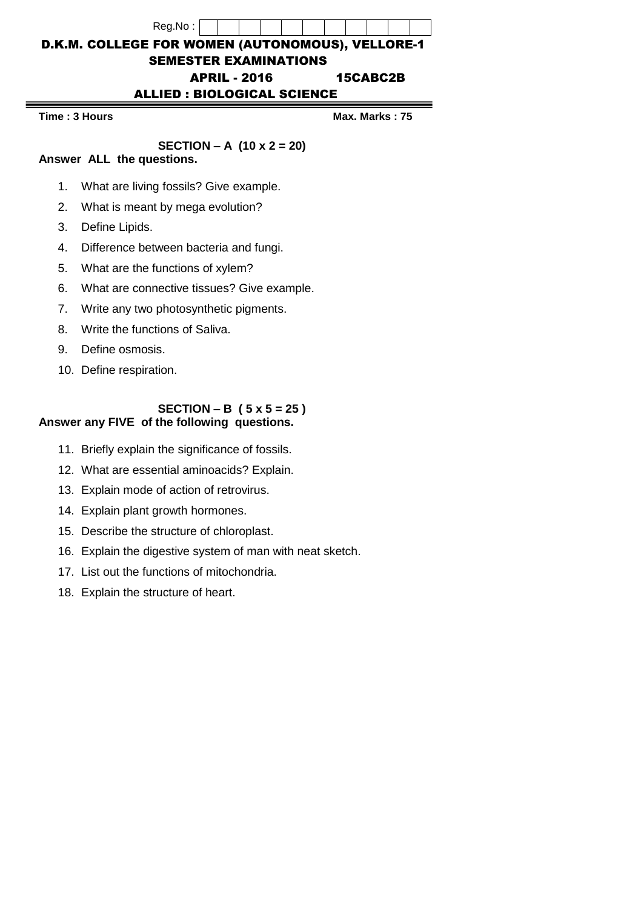Reg.No :

# D.K.M. COLLEGE FOR WOMEN (AUTONOMOUS), VELLORE-1

## SEMESTER EXAMINATIONS

## APRIL - 2016 15CABC2B

## ALLIED : BIOLOGICAL SCIENCE

**Time : 3 Hours** **Max. Marks : 75**

### SECTION – A (10 x 2 = 20)

**Answer ALL the questions.**

1. What are living fossils? Give example.
2. What is meant by mega evolution?
3. Define Lipids.
4. Difference between bacteria and fungi.
5. What are the functions of xylem?
6. What are connective tissues? Give example.
7. Write any two photosynthetic pigments.
8. Write the functions of Saliva.
9. Define osmosis.
10. Define respiration.

### SECTION – B ( 5 x 5 = 25 )

**Answer any FIVE of the following questions.**

11. Briefly explain the significance of fossils.
12. What are essential aminoacids? Explain.
13. Explain mode of action of retrovirus.
14. Explain plant growth hormones.
15. Describe the structure of chloroplast.
16. Explain the digestive system of man with neat sketch.
17. List out the functions of mitochondria.
18. Explain the structure of heart.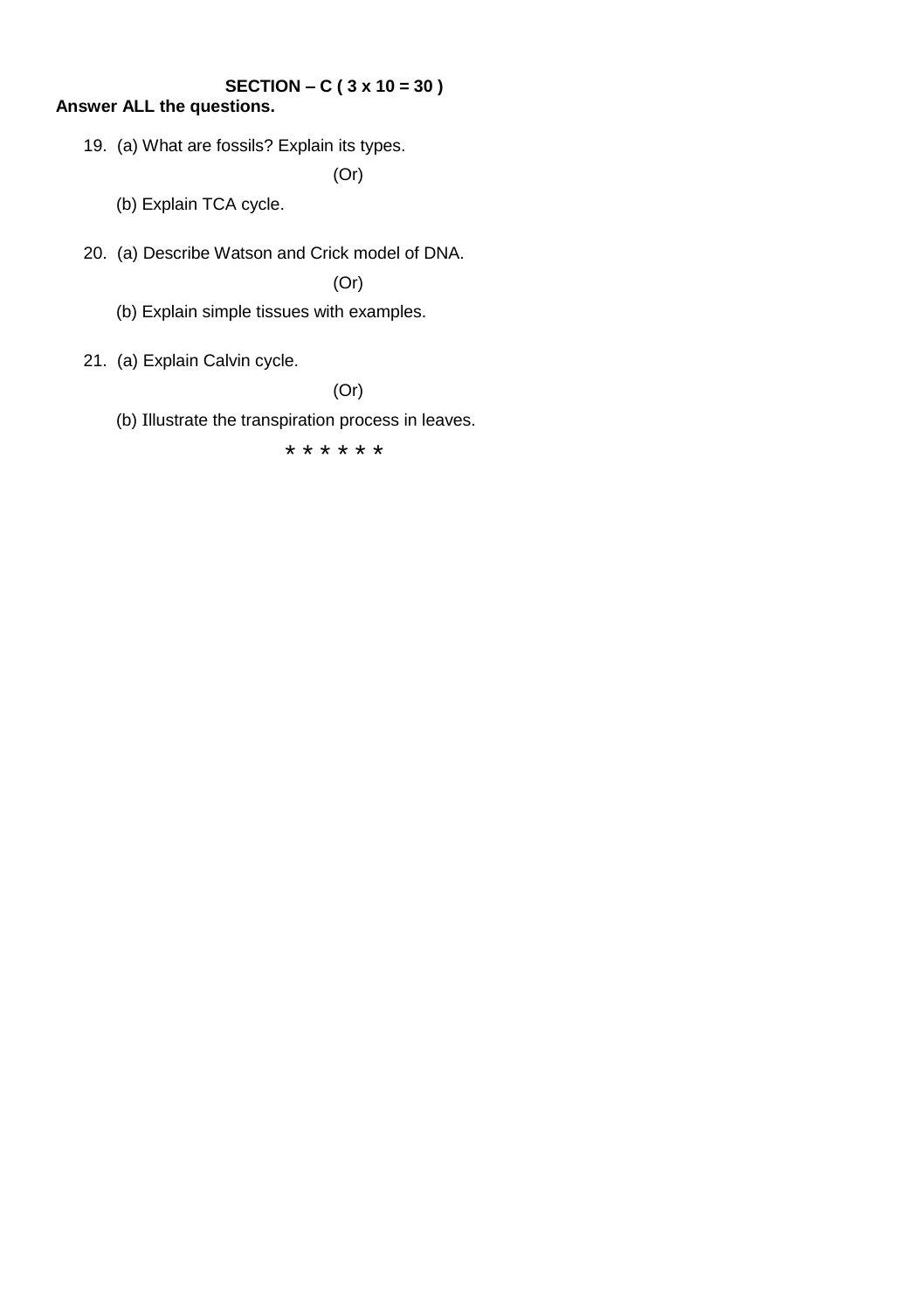**SECTION – C ( 3 x 10 = 30 )**

**Answer ALL the questions.**

19. (a) What are fossils? Explain its types.

(Or)

(b) Explain TCA cycle.

20. (a) Describe Watson and Crick model of DNA.

(Or)

(b) Explain simple tissues with examples.

21. (a) Explain Calvin cycle.

(Or)

(b) Illustrate the transpiration process in leaves.

* * * * * *